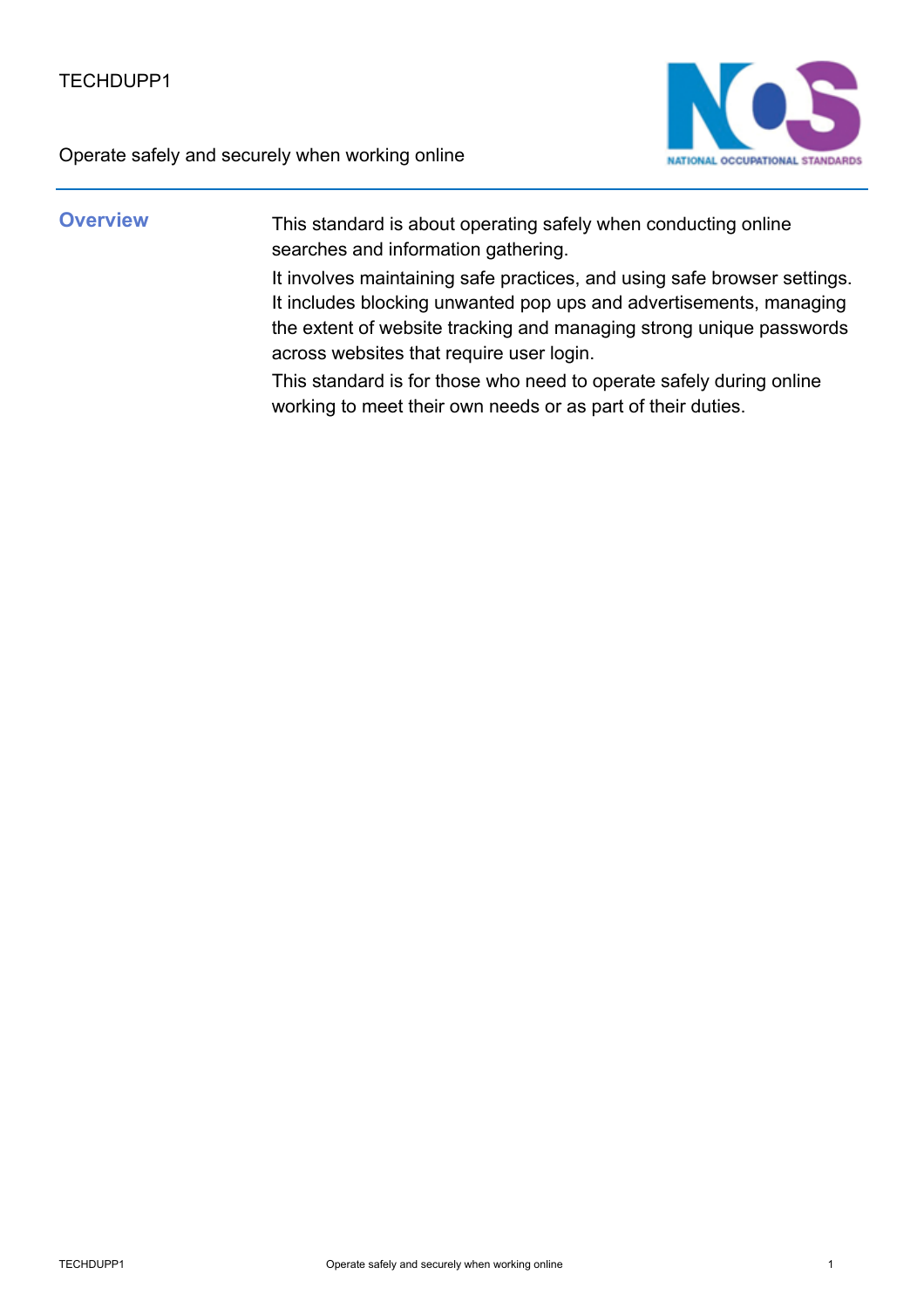TECHDUPP1

Operate safely and securely when working online

## Overview

This standard is about operating safely when conducting online searches and information gathering.

It involves maintaining safe practices, and using safe browser settings. It includes blocking unwanted pop ups and advertisements, managing the extent of website tracking and managing strong unique passwords across websites that require user login.

This standard is for those who need to operate safely during online working to meet their own needs or as part of their duties.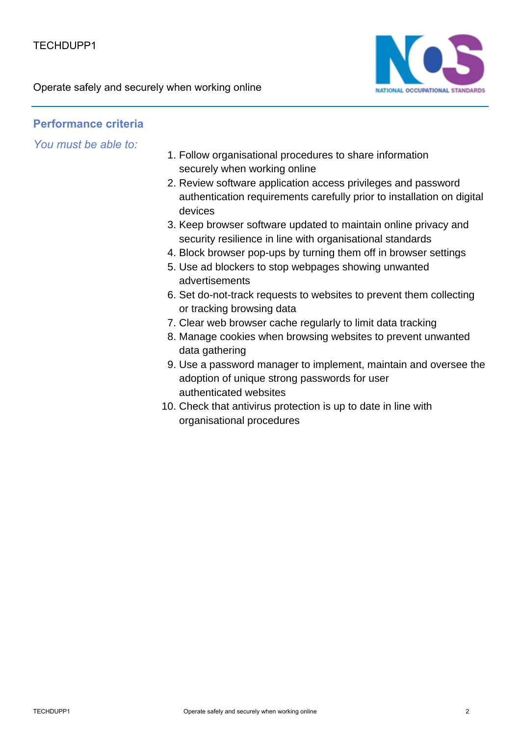## Performance criteria

*You must be able to:*

1. Follow organisational procedures to share information securely when working online
2. Review software application access privileges and password authentication requirements carefully prior to installation on digital devices
3. Keep browser software updated to maintain online privacy and security resilience in line with organisational standards
4. Block browser pop-ups by turning them off in browser settings
5. Use ad blockers to stop webpages showing unwanted advertisements
6. Set do-not-track requests to websites to prevent them collecting or tracking browsing data
7. Clear web browser cache regularly to limit data tracking
8. Manage cookies when browsing websites to prevent unwanted data gathering
9. Use a password manager to implement, maintain and oversee the adoption of unique strong passwords for user authenticated websites
10. Check that antivirus protection is up to date in line with organisational procedures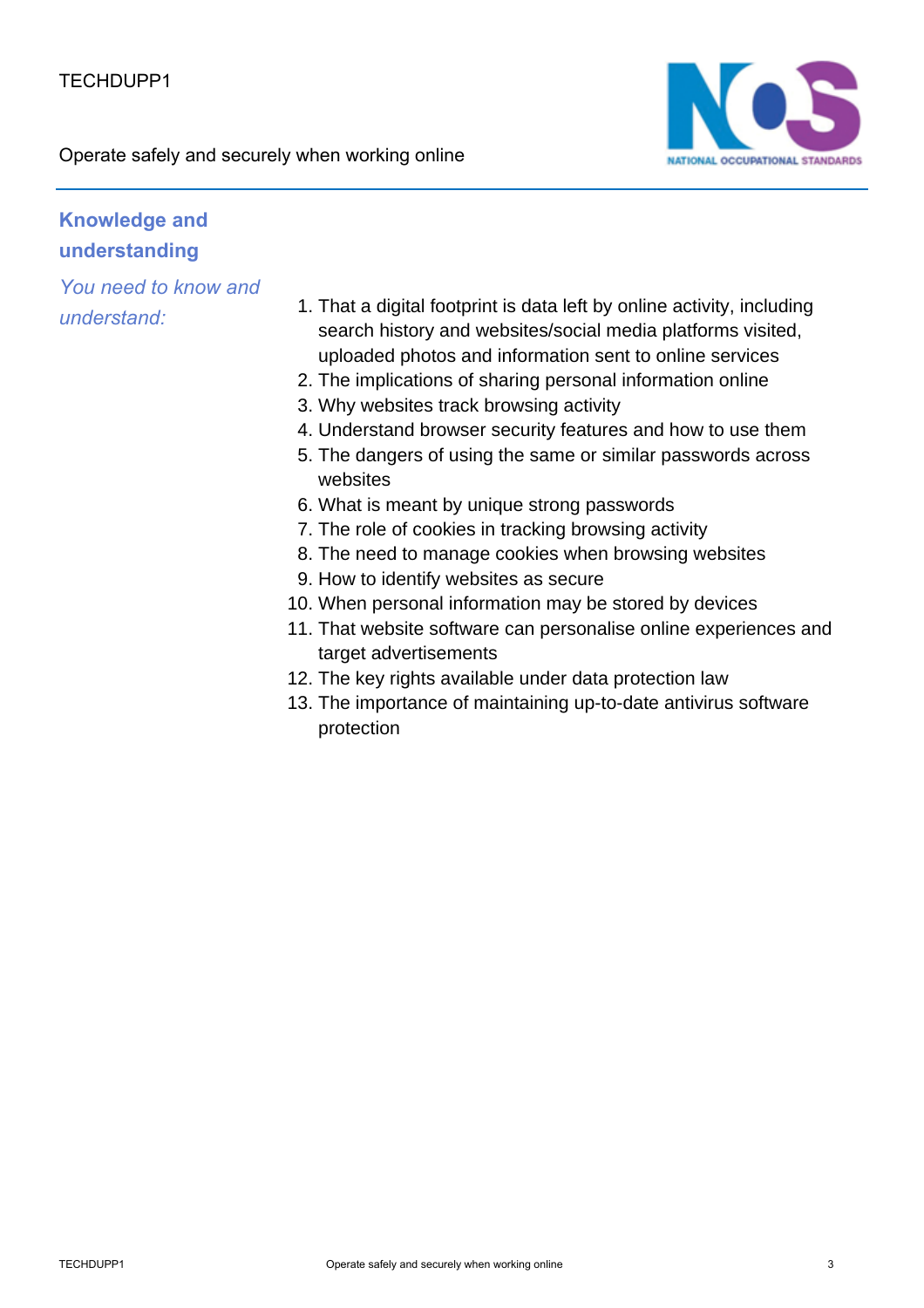## Knowledge and understanding

*You need to know and understand:*

1. That a digital footprint is data left by online activity, including search history and websites/social media platforms visited, uploaded photos and information sent to online services
2. The implications of sharing personal information online
3. Why websites track browsing activity
4. Understand browser security features and how to use them
5. The dangers of using the same or similar passwords across websites
6. What is meant by unique strong passwords
7. The role of cookies in tracking browsing activity
8. The need to manage cookies when browsing websites
9. How to identify websites as secure
10. When personal information may be stored by devices
11. That website software can personalise online experiences and target advertisements
12. The key rights available under data protection law
13. The importance of maintaining up-to-date antivirus software protection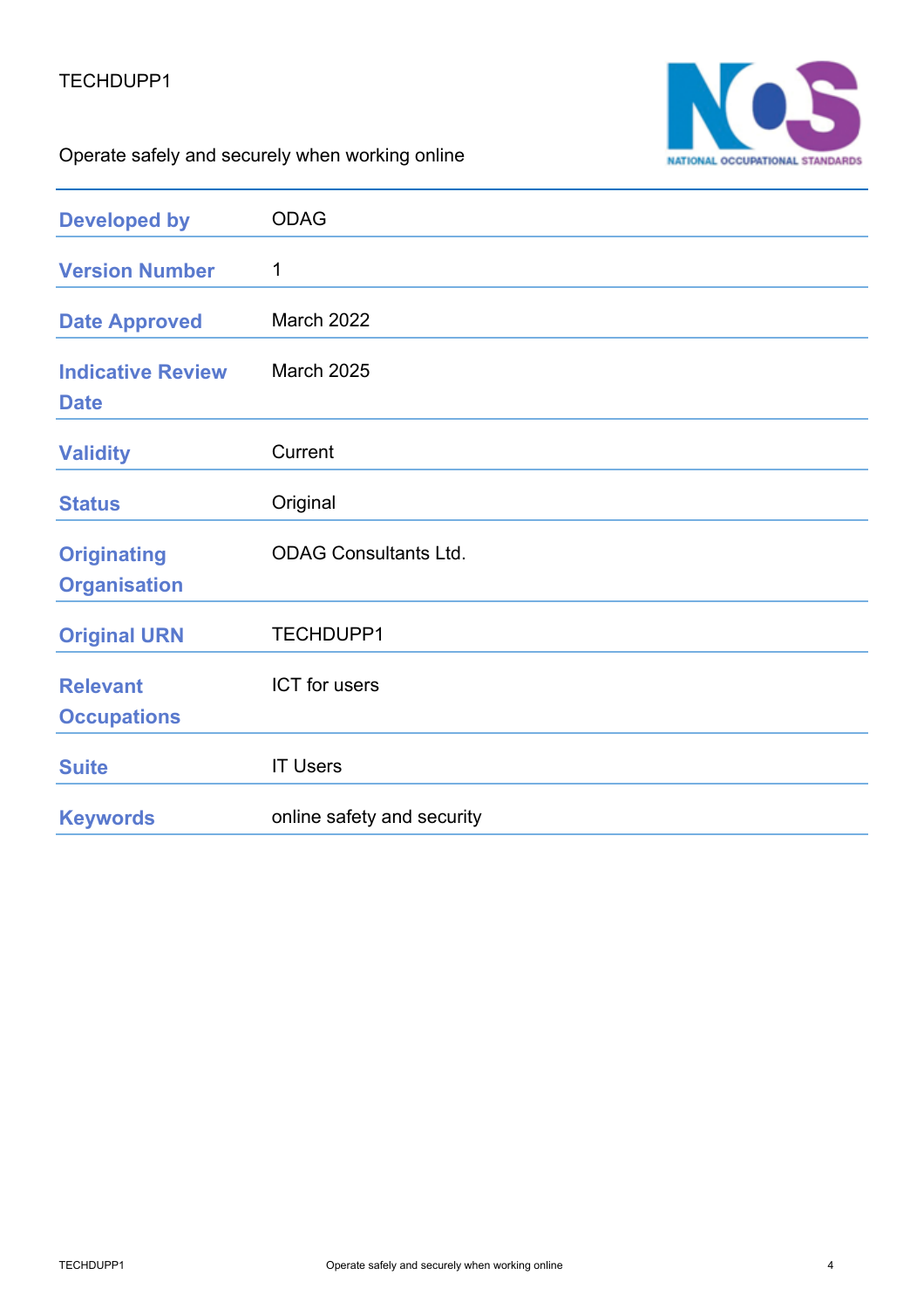| | |
|---|---|
| **Developed by** | ODAG |
| **Version Number** | 1 |
| **Date Approved** | March 2022 |
| **Indicative Review Date** | March 2025 |
| **Validity** | Current |
| **Status** | Original |
| **Originating Organisation** | ODAG Consultants Ltd. |
| **Original URN** | TECHDUPP1 |
| **Relevant Occupations** | ICT for users |
| **Suite** | IT Users |
| **Keywords** | online safety and security |